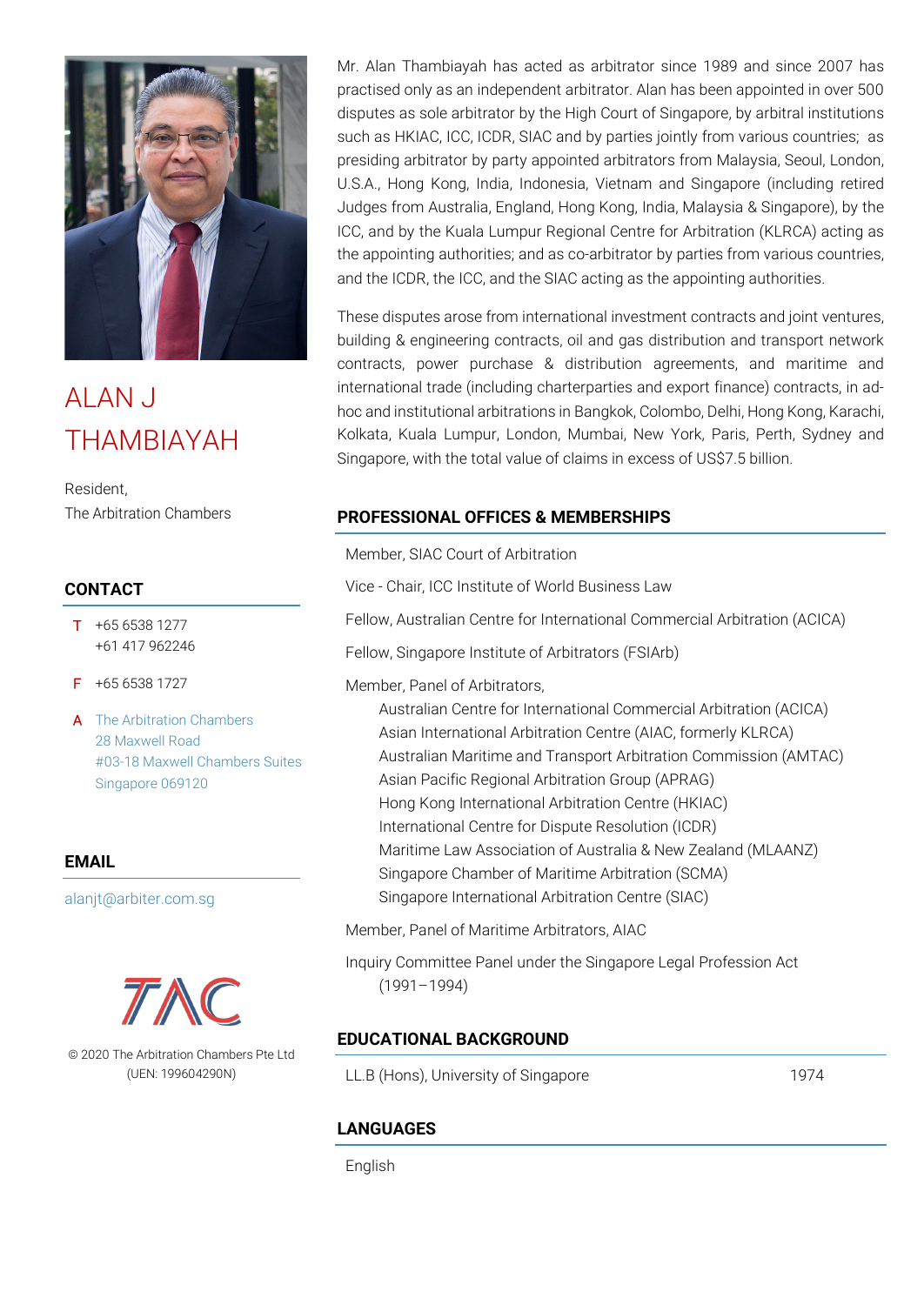# ALAN J THAMBIAYAH

Resident,
The Arbitration Chambers

## CONTACT

T +65 6538 1277
+61 417 962246

F +65 6538 1727

A The Arbitration Chambers
28 Maxwell Road
#03-18 Maxwell Chambers Suites
Singapore 069120

## EMAIL

alanjt@arbiter.com.sg

TAC

© 2020 The Arbitration Chambers Pte Ltd
(UEN: 199604290N)

Mr. Alan Thambiayah has acted as arbitrator since 1989 and since 2007 has practised only as an independent arbitrator. Alan has been appointed in over 500 disputes as sole arbitrator by the High Court of Singapore, by arbitral institutions such as HKIAC, ICC, ICDR, SIAC and by parties jointly from various countries; as presiding arbitrator by party appointed arbitrators from Malaysia, Seoul, London, U.S.A., Hong Kong, India, Indonesia, Vietnam and Singapore (including retired Judges from Australia, England, Hong Kong, India, Malaysia & Singapore), by the ICC, and by the Kuala Lumpur Regional Centre for Arbitration (KLRCA) acting as the appointing authorities; and as co-arbitrator by parties from various countries, and the ICDR, the ICC, and the SIAC acting as the appointing authorities.

These disputes arose from international investment contracts and joint ventures, building & engineering contracts, oil and gas distribution and transport network contracts, power purchase & distribution agreements, and maritime and international trade (including charterparties and export finance) contracts, in ad-hoc and institutional arbitrations in Bangkok, Colombo, Delhi, Hong Kong, Karachi, Kolkata, Kuala Lumpur, London, Mumbai, New York, Paris, Perth, Sydney and Singapore, with the total value of claims in excess of US$7.5 billion.

## PROFESSIONAL OFFICES & MEMBERSHIPS

Member, SIAC Court of Arbitration

Vice - Chair, ICC Institute of World Business Law

Fellow, Australian Centre for International Commercial Arbitration (ACICA)

Fellow, Singapore Institute of Arbitrators (FSIArb)

Member, Panel of Arbitrators,
- Australian Centre for International Commercial Arbitration (ACICA)
- Asian International Arbitration Centre (AIAC, formerly KLRCA)
- Australian Maritime and Transport Arbitration Commission (AMTAC)
- Asian Pacific Regional Arbitration Group (APRAG)
- Hong Kong International Arbitration Centre (HKIAC)
- International Centre for Dispute Resolution (ICDR)
- Maritime Law Association of Australia & New Zealand (MLAANZ)
- Singapore Chamber of Maritime Arbitration (SCMA)
- Singapore International Arbitration Centre (SIAC)

Member, Panel of Maritime Arbitrators, AIAC

Inquiry Committee Panel under the Singapore Legal Profession Act (1991–1994)

## EDUCATIONAL BACKGROUND

LL.B (Hons), University of Singapore 1974

## LANGUAGES

English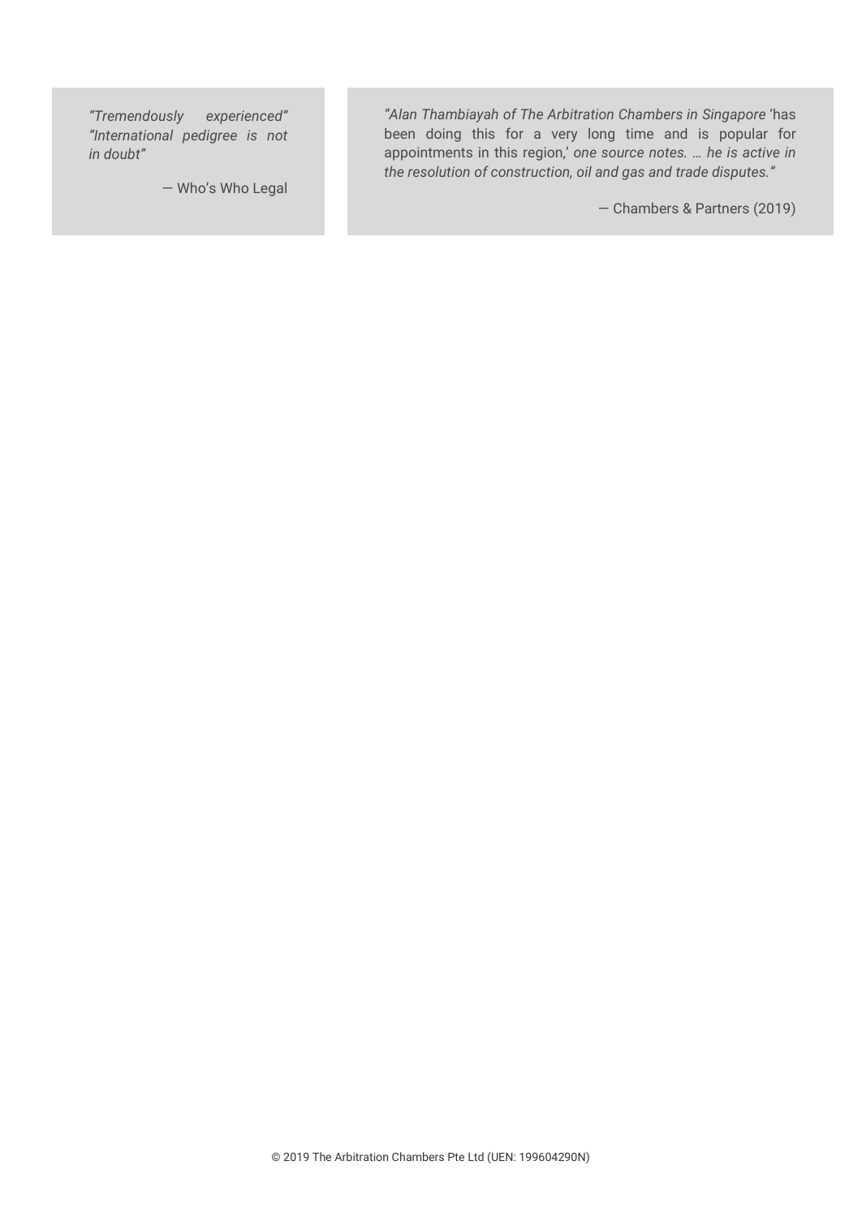*"Tremendously experienced"* *"International pedigree is not in doubt"*

— Who's Who Legal

*"Alan Thambiayah of The Arbitration Chambers in Singapore* 'has been doing this for a very long time and is popular for appointments in this region,' *one source notes. … he is active in the resolution of construction, oil and gas and trade disputes."*

— Chambers & Partners (2019)

© 2019 The Arbitration Chambers Pte Ltd (UEN: 199604290N)